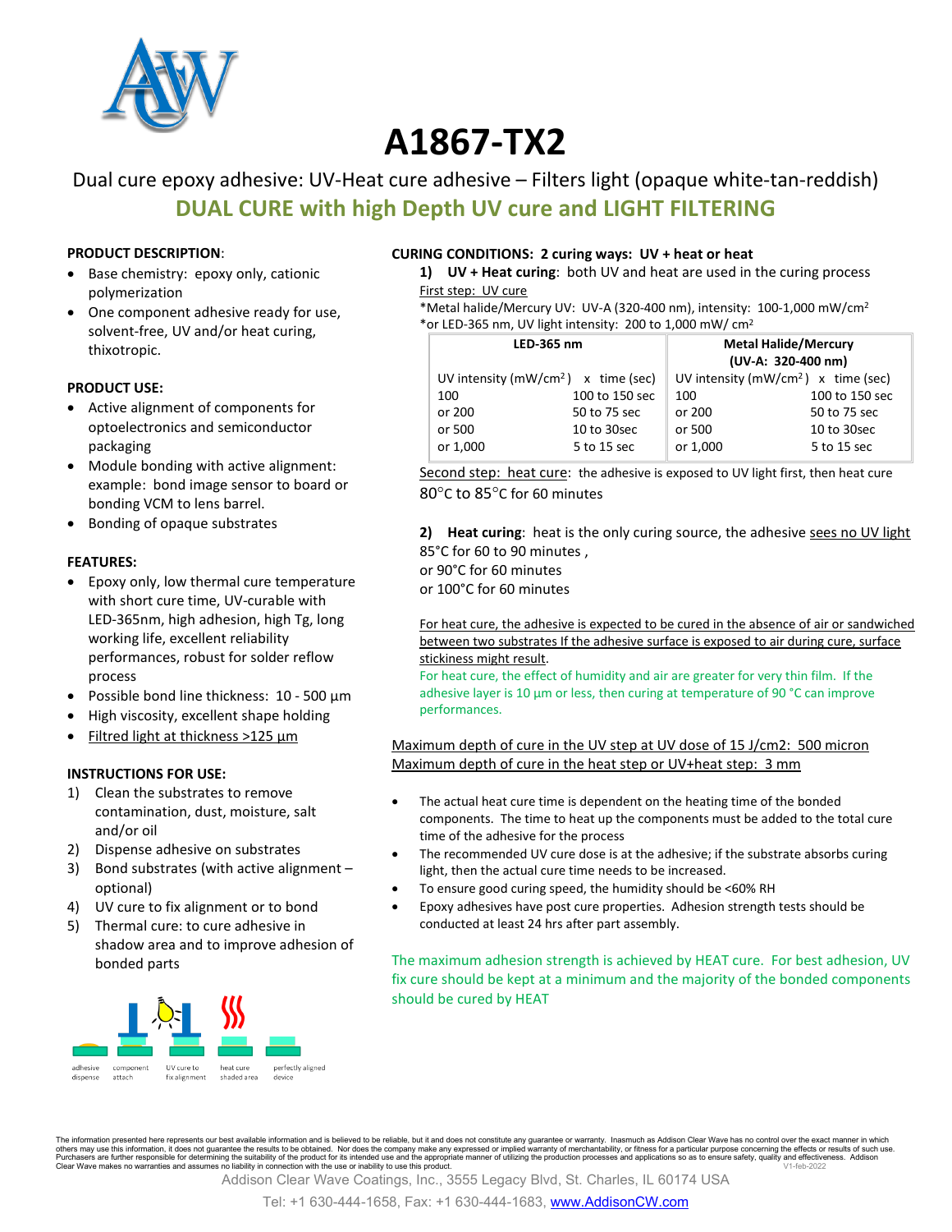# A1867-TX2

Dual cure epoxy adhesive: UV-Heat cure adhesive – Filters light (opaque white-tan-reddish)

## DUAL CURE with high Depth UV cure and LIGHT FILTERING

**PRODUCT DESCRIPTION**:

- Base chemistry: epoxy only, cationic polymerization
- One component adhesive ready for use, solvent-free, UV and/or heat curing, thixotropic.

**PRODUCT USE:**

- Active alignment of components for optoelectronics and semiconductor packaging
- Module bonding with active alignment: example: bond image sensor to board or bonding VCM to lens barrel.
- Bonding of opaque substrates

**FEATURES:**

- Epoxy only, low thermal cure temperature with short cure time, UV-curable with LED-365nm, high adhesion, high Tg, long working life, excellent reliability performances, robust for solder reflow process
- Possible bond line thickness: 10 - 500 µm
- High viscosity, excellent shape holding
- Filtred light at thickness >125 µm

**INSTRUCTIONS FOR USE:**

1) Clean the substrates to remove contamination, dust, moisture, salt and/or oil
2) Dispense adhesive on substrates
3) Bond substrates (with active alignment – optional)
4) UV cure to fix alignment or to bond
5) Thermal cure: to cure adhesive in shadow area and to improve adhesion of bonded parts

adhesive dispense — component attach — UV cure to fix alignment — heat cure shaded area — perfectly aligned device

**CURING CONDITIONS: 2 curing ways: UV + heat or heat**

**1) UV + Heat curing**: both UV and heat are used in the curing process

First step: UV cure

*Metal halide/Mercury UV: UV-A (320-400 nm), intensity: 100-1,000 mW/cm$^2$
*or LED-365 nm, UV light intensity: 200 to 1,000 mW/ cm$^2$

| LED-365 nm | | Metal Halide/Mercury (UV-A: 320-400 nm) | |
|---|---|---|---|
| UV intensity (mW/cm$^2$) x | time (sec) | UV intensity (mW/cm$^2$) x | time (sec) |
| 100 | 100 to 150 sec | 100 | 100 to 150 sec |
| or 200 | 50 to 75 sec | or 200 | 50 to 75 sec |
| or 500 | 10 to 30sec | or 500 | 10 to 30sec |
| or 1,000 | 5 to 15 sec | or 1,000 | 5 to 15 sec |

Second step: heat cure: the adhesive is exposed to UV light first, then heat cure 80°C to 85°C for 60 minutes

**2) Heat curing**: heat is the only curing source, the adhesive sees no UV light
85°C for 60 to 90 minutes ,
or 90°C for 60 minutes
or 100°C for 60 minutes

For heat cure, the adhesive is expected to be cured in the absence of air or sandwiched between two substrates If the adhesive surface is exposed to air during cure, surface stickiness might result.

For heat cure, the effect of humidity and air are greater for very thin film. If the adhesive layer is 10 µm or less, then curing at temperature of 90 °C can improve performances.

Maximum depth of cure in the UV step at UV dose of 15 J/cm2: 500 micron
Maximum depth of cure in the heat step or UV+heat step: 3 mm

- The actual heat cure time is dependent on the heating time of the bonded components. The time to heat up the components must be added to the total cure time of the adhesive for the process
- The recommended UV cure dose is at the adhesive; if the substrate absorbs curing light, then the actual cure time needs to be increased.
- To ensure good curing speed, the humidity should be <60% RH
- Epoxy adhesives have post cure properties. Adhesion strength tests should be conducted at least 24 hrs after part assembly.

The maximum adhesion strength is achieved by HEAT cure. For best adhesion, UV fix cure should be kept at a minimum and the majority of the bonded components should be cured by HEAT

The information presented here represents our best available information and is believed to be reliable, but it and does not constitute any guarantee or warranty. Inasmuch as Addison Clear Wave has no control over the exact manner in which others may use this information, it does not guarantee the results to be obtained. Nor does the company make any expressed or implied warranty of merchantability, or fitness for a particular purpose concerning the effects or results of such use. Purchasers are further responsible for determining the suitability of the product for its intended use and the appropriate manner of utilizing the production processes and applications so as to ensure safety, quality and effectiveness. Addison Clear Wave makes no warranties and assumes no liability in connection with the use or inability to use this product. V1-feb-2022

Addison Clear Wave Coatings, Inc., 3555 Legacy Blvd, St. Charles, IL 60174 USA

Tel: +1 630-444-1658, Fax: +1 630-444-1683, www.AddisonCW.com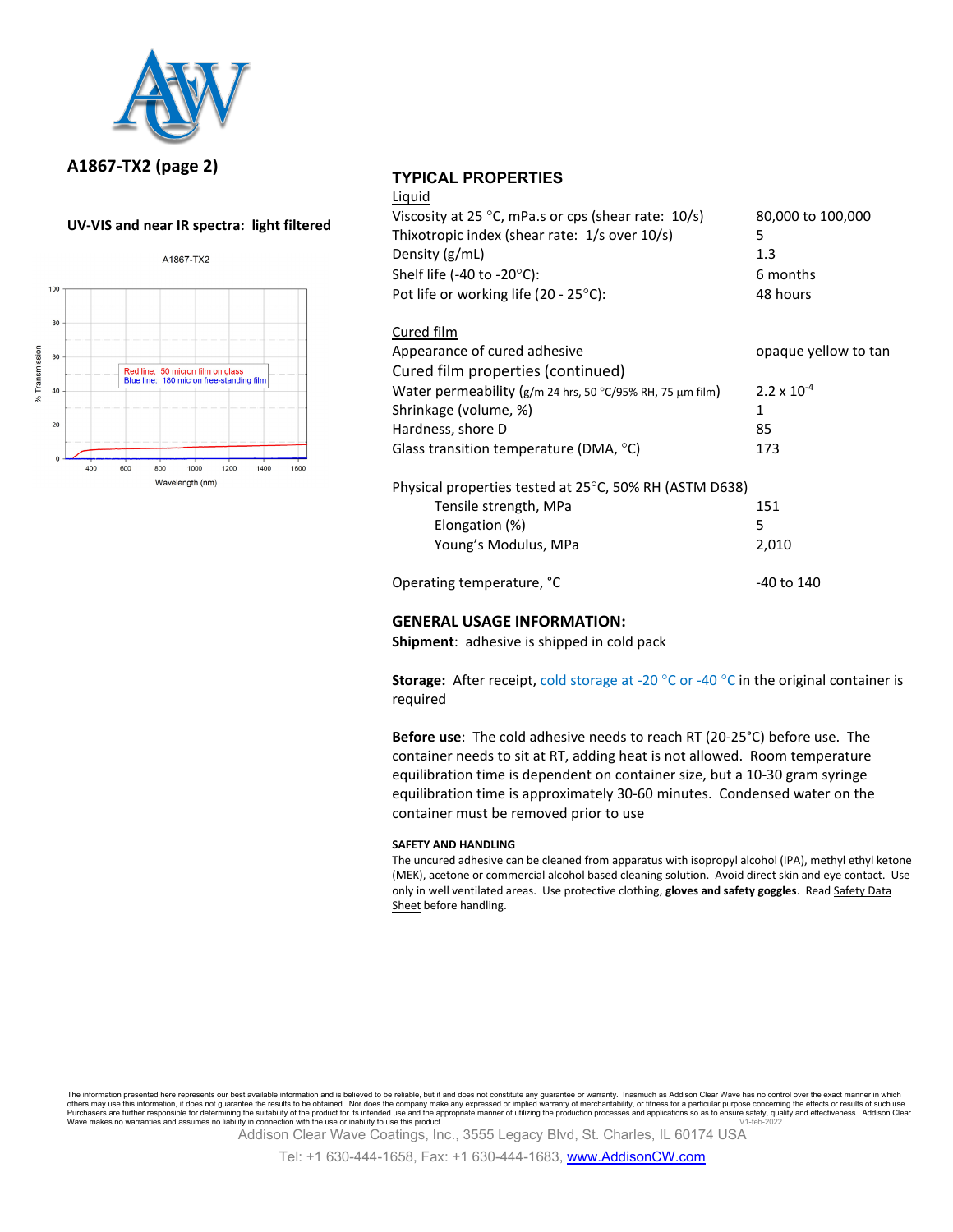## A1867-TX2 (page 2)

### UV-VIS and near IR spectra: light filtered

A1867-TX2

% Transmission

100
80
60
40
20
0

400 600 800 1000 1200 1400 1600

Wavelength (nm)

Red line: 50 micron film on glass
Blue line: 180 micron free-standing film

## TYPICAL PROPERTIES

Liquid

| | |
|---|---|
| Viscosity at 25 °C, mPa.s or cps (shear rate: 10/s) | 80,000 to 100,000 |
| Thixotropic index (shear rate: 1/s over 10/s) | 5 |
| Density (g/mL) | 1.3 |
| Shelf life (-40 to -20°C): | 6 months |
| Pot life or working life (20 - 25°C): | 48 hours |

Cured film

| | |
|---|---|
| Appearance of cured adhesive | opaque yellow to tan |

Cured film properties (continued)

| | |
|---|---|
| Water permeability (g/m 24 hrs, 50 °C/95% RH, 75 µm film) | $2.2 \times 10^{-4}$ |
| Shrinkage (volume, %) | 1 |
| Hardness, shore D | 85 |
| Glass transition temperature (DMA, °C) | 173 |

Physical properties tested at 25°C, 50% RH (ASTM D638)

| | |
|---|---|
| Tensile strength, MPa | 151 |
| Elongation (%) | 5 |
| Young's Modulus, MPa | 2,010 |

| | |
|---|---|
| Operating temperature, °C | -40 to 140 |

## GENERAL USAGE INFORMATION:

**Shipment**: adhesive is shipped in cold pack

**Storage:** After receipt, cold storage at -20 °C or -40 °C in the original container is required

**Before use**: The cold adhesive needs to reach RT (20-25°C) before use. The container needs to sit at RT, adding heat is not allowed. Room temperature equilibration time is dependent on container size, but a 10-30 gram syringe equilibration time is approximately 30-60 minutes. Condensed water on the container must be removed prior to use

#### SAFETY AND HANDLING

The uncured adhesive can be cleaned from apparatus with isopropyl alcohol (IPA), methyl ethyl ketone (MEK), acetone or commercial alcohol based cleaning solution. Avoid direct skin and eye contact. Use only in well ventilated areas. Use protective clothing, **gloves and safety goggles**. Read Safety Data Sheet before handling.

The information presented here represents our best available information and is believed to be reliable, but it and does not constitute any guarantee or warranty. Inasmuch as Addison Clear Wave has no control over the exact manner in which others may use this information, it does not guarantee the results to be obtained. Nor does the company make any expressed or implied warranty of merchantability, or fitness for a particular purpose concerning the effects or results of such use. Purchasers are further responsible for determining the suitability of the product for its intended use and the appropriate manner of utilizing the production processes and applications so as to ensure safety, quality and effectiveness. Addison Clear Wave makes no warranties and assumes no liability in connection with the use or inability to use this product. V1-feb-2022

Addison Clear Wave Coatings, Inc., 3555 Legacy Blvd, St. Charles, IL 60174 USA

Tel: +1 630-444-1658, Fax: +1 630-444-1683, www.AddisonCW.com